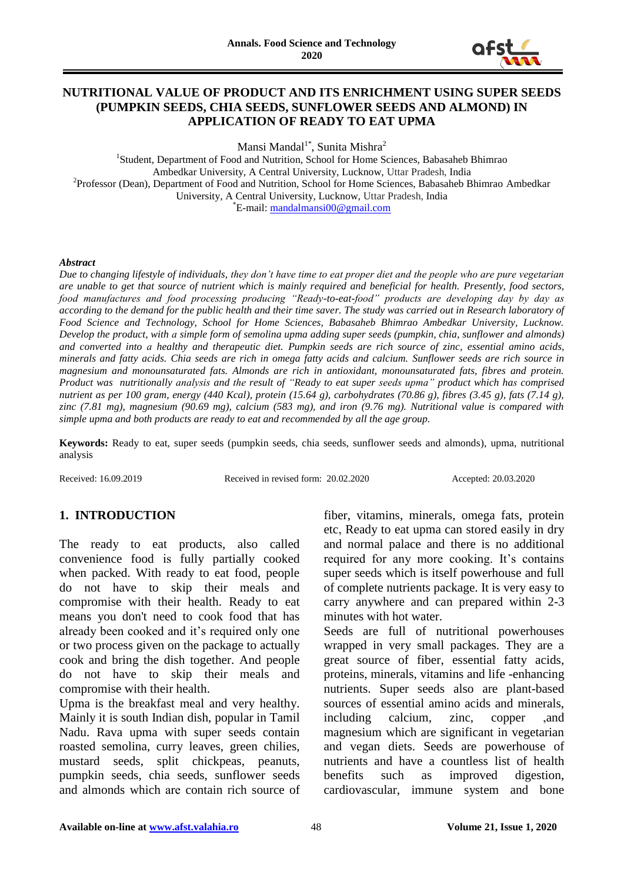# NUTRITIONAL VALUE OF PRODUCT AND ITS ENRICHMENT USING SUPER SEEDS (PUMPKIN SEEDS, CHIA SEEDS, SUNFLOWER SEEDS AND ALMOND) IN APPLICATION OF READY TO EAT UPMA

Mansi Mandal[1*], Sunita Mishra[2]

[1]Student, Department of Food and Nutrition, School for Home Sciences, Babasaheb Bhimrao Ambedkar University, A Central University, Lucknow, Uttar Pradesh, India

[2]Professor (Dean), Department of Food and Nutrition, School for Home Sciences, Babasaheb Bhimrao Ambedkar University, A Central University, Lucknow, Uttar Pradesh, India

[*]E-mail: mandalmansi00@gmail.com

***Abstract***

*Due to changing lifestyle of individuals, they don't have time to eat proper diet and the people who are pure vegetarian are unable to get that source of nutrient which is mainly required and beneficial for health. Presently, food sectors, food manufactures and food processing producing "Ready-to-eat-food" products are developing day by day as according to the demand for the public health and their time saver. The study was carried out in Research laboratory of Food Science and Technology, School for Home Sciences, Babasaheb Bhimrao Ambedkar University, Lucknow. Develop the product, with a simple form of semolina upma adding super seeds (pumpkin, chia, sunflower and almonds) and converted into a healthy and therapeutic diet. Pumpkin seeds are rich source of zinc, essential amino acids, minerals and fatty acids. Chia seeds are rich in omega fatty acids and calcium. Sunflower seeds are rich source in magnesium and monounsaturated fats. Almonds are rich in antioxidant, monounsaturated fats, fibres and protein. Product was nutritionally analysis and the result of "Ready to eat super seeds upma" product which has comprised nutrient as per 100 gram, energy (440 Kcal), protein (15.64 g), carbohydrates (70.86 g), fibres (3.45 g), fats (7.14 g), zinc (7.81 mg), magnesium (90.69 mg), calcium (583 mg), and iron (9.76 mg). Nutritional value is compared with simple upma and both products are ready to eat and recommended by all the age group.*

**Keywords:** Ready to eat, super seeds (pumpkin seeds, chia seeds, sunflower seeds and almonds), upma, nutritional analysis

Received: 16.09.2019 Received in revised form: 20.02.2020 Accepted: 20.03.2020

## 1. INTRODUCTION

The ready to eat products, also called convenience food is fully partially cooked when packed. With ready to eat food, people do not have to skip their meals and compromise with their health. Ready to eat means you don't need to cook food that has already been cooked and it's required only one or two process given on the package to actually cook and bring the dish together. And people do not have to skip their meals and compromise with their health.

Upma is the breakfast meal and very healthy. Mainly it is south Indian dish, popular in Tamil Nadu. Rava upma with super seeds contain roasted semolina, curry leaves, green chilies, mustard seeds, split chickpeas, peanuts, pumpkin seeds, chia seeds, sunflower seeds and almonds which are contain rich source of fiber, vitamins, minerals, omega fats, protein etc, Ready to eat upma can stored easily in dry and normal palace and there is no additional required for any more cooking. It's contains super seeds which is itself powerhouse and full of complete nutrients package. It is very easy to carry anywhere and can prepared within 2-3 minutes with hot water.

Seeds are full of nutritional powerhouses wrapped in very small packages. They are a great source of fiber, essential fatty acids, proteins, minerals, vitamins and life -enhancing nutrients. Super seeds also are plant-based sources of essential amino acids and minerals, including calcium, zinc, copper ,and magnesium which are significant in vegetarian and vegan diets. Seeds are powerhouse of nutrients and have a countless list of health benefits such as improved digestion, cardiovascular, immune system and bone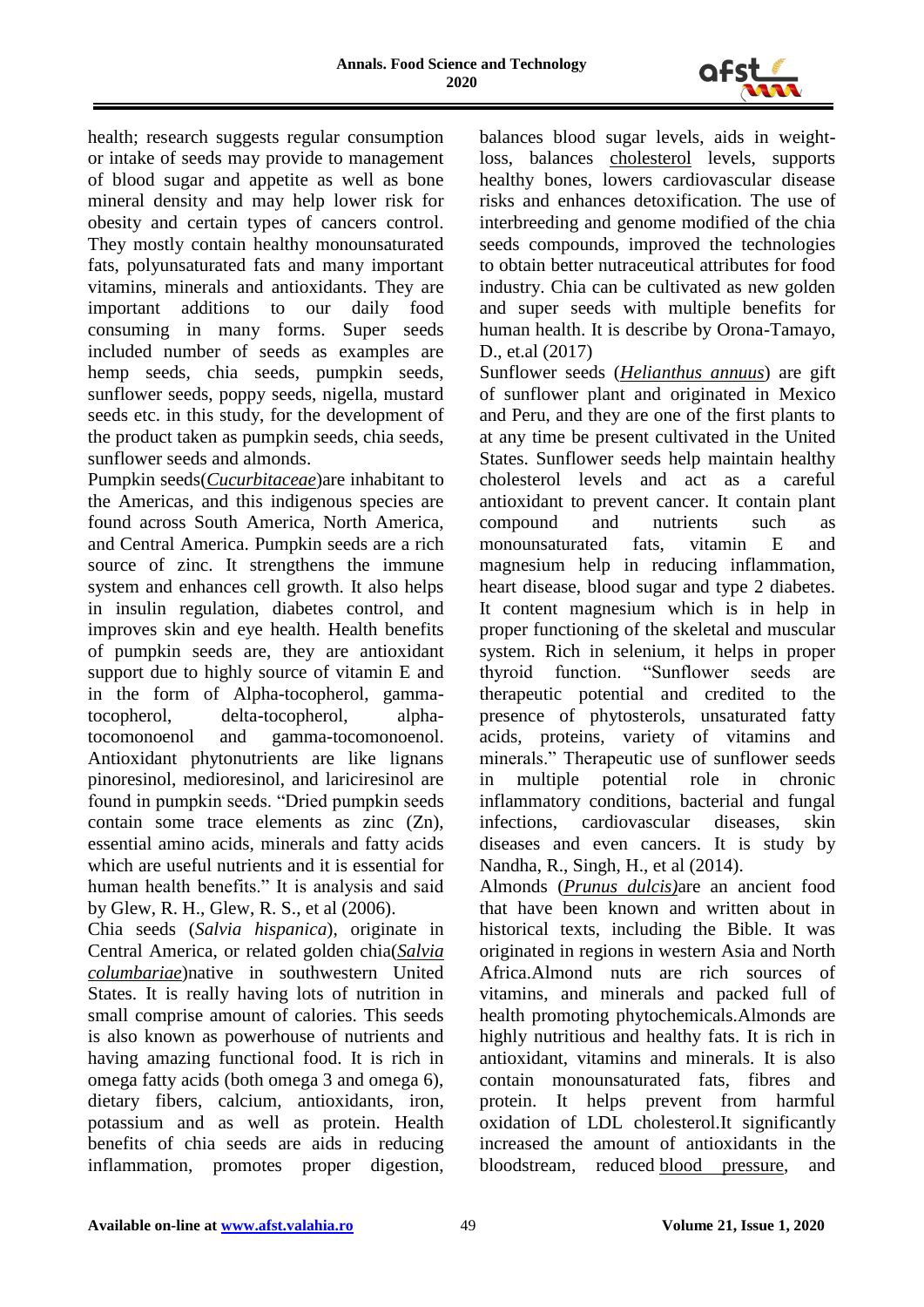health; research suggests regular consumption or intake of seeds may provide to management of blood sugar and appetite as well as bone mineral density and may help lower risk for obesity and certain types of cancers control. They mostly contain healthy monounsaturated fats, polyunsaturated fats and many important vitamins, minerals and antioxidants. They are important additions to our daily food consuming in many forms. Super seeds included number of seeds as examples are hemp seeds, chia seeds, pumpkin seeds, sunflower seeds, poppy seeds, nigella, mustard seeds etc. in this study, for the development of the product taken as pumpkin seeds, chia seeds, sunflower seeds and almonds.

Pumpkin seeds(*Cucurbitaceae*)are inhabitant to the Americas, and this indigenous species are found across South America, North America, and Central America. Pumpkin seeds are a rich source of zinc. It strengthens the immune system and enhances cell growth. It also helps in insulin regulation, diabetes control, and improves skin and eye health. Health benefits of pumpkin seeds are, they are antioxidant support due to highly source of vitamin E and in the form of Alpha-tocopherol, gamma-tocopherol, delta-tocopherol, alpha-tocomonoenol and gamma-tocomonoenol. Antioxidant phytonutrients are like lignans pinoresinol, medioresinol, and lariciresinol are found in pumpkin seeds. "Dried pumpkin seeds contain some trace elements as zinc (Zn), essential amino acids, minerals and fatty acids which are useful nutrients and it is essential for human health benefits." It is analysis and said by Glew, R. H., Glew, R. S., et al (2006).

Chia seeds (*Salvia hispanica*), originate in Central America, or related golden chia(*Salvia columbariae*)native in southwestern United States. It is really having lots of nutrition in small comprise amount of calories. This seeds is also known as powerhouse of nutrients and having amazing functional food. It is rich in omega fatty acids (both omega 3 and omega 6), dietary fibers, calcium, antioxidants, iron, potassium and as well as protein. Health benefits of chia seeds are aids in reducing inflammation, promotes proper digestion, balances blood sugar levels, aids in weight-loss, balances cholesterol levels, supports healthy bones, lowers cardiovascular disease risks and enhances detoxification. The use of interbreeding and genome modified of the chia seeds compounds, improved the technologies to obtain better nutraceutical attributes for food industry. Chia can be cultivated as new golden and super seeds with multiple benefits for human health. It is describe by Orona-Tamayo, D., et.al (2017)

Sunflower seeds (*Helianthus annuus*) are gift of sunflower plant and originated in Mexico and Peru, and they are one of the first plants to at any time be present cultivated in the United States. Sunflower seeds help maintain healthy cholesterol levels and act as a careful antioxidant to prevent cancer. It contain plant compound and nutrients such as monounsaturated fats, vitamin E and magnesium help in reducing inflammation, heart disease, blood sugar and type 2 diabetes. It content magnesium which is in help in proper functioning of the skeletal and muscular system. Rich in selenium, it helps in proper thyroid function. "Sunflower seeds are therapeutic potential and credited to the presence of phytosterols, unsaturated fatty acids, proteins, variety of vitamins and minerals." Therapeutic use of sunflower seeds in multiple potential role in chronic inflammatory conditions, bacterial and fungal infections, cardiovascular diseases, skin diseases and even cancers. It is study by Nandha, R., Singh, H., et al (2014).

Almonds (*Prunus dulcis)*are an ancient food that have been known and written about in historical texts, including the Bible. It was originated in regions in western Asia and North Africa.Almond nuts are rich sources of vitamins, and minerals and packed full of health promoting phytochemicals.Almonds are highly nutritious and healthy fats. It is rich in antioxidant, vitamins and minerals. It is also contain monounsaturated fats, fibres and protein. It helps prevent from harmful oxidation of LDL cholesterol.It significantly increased the amount of antioxidants in the bloodstream, reduced blood pressure, and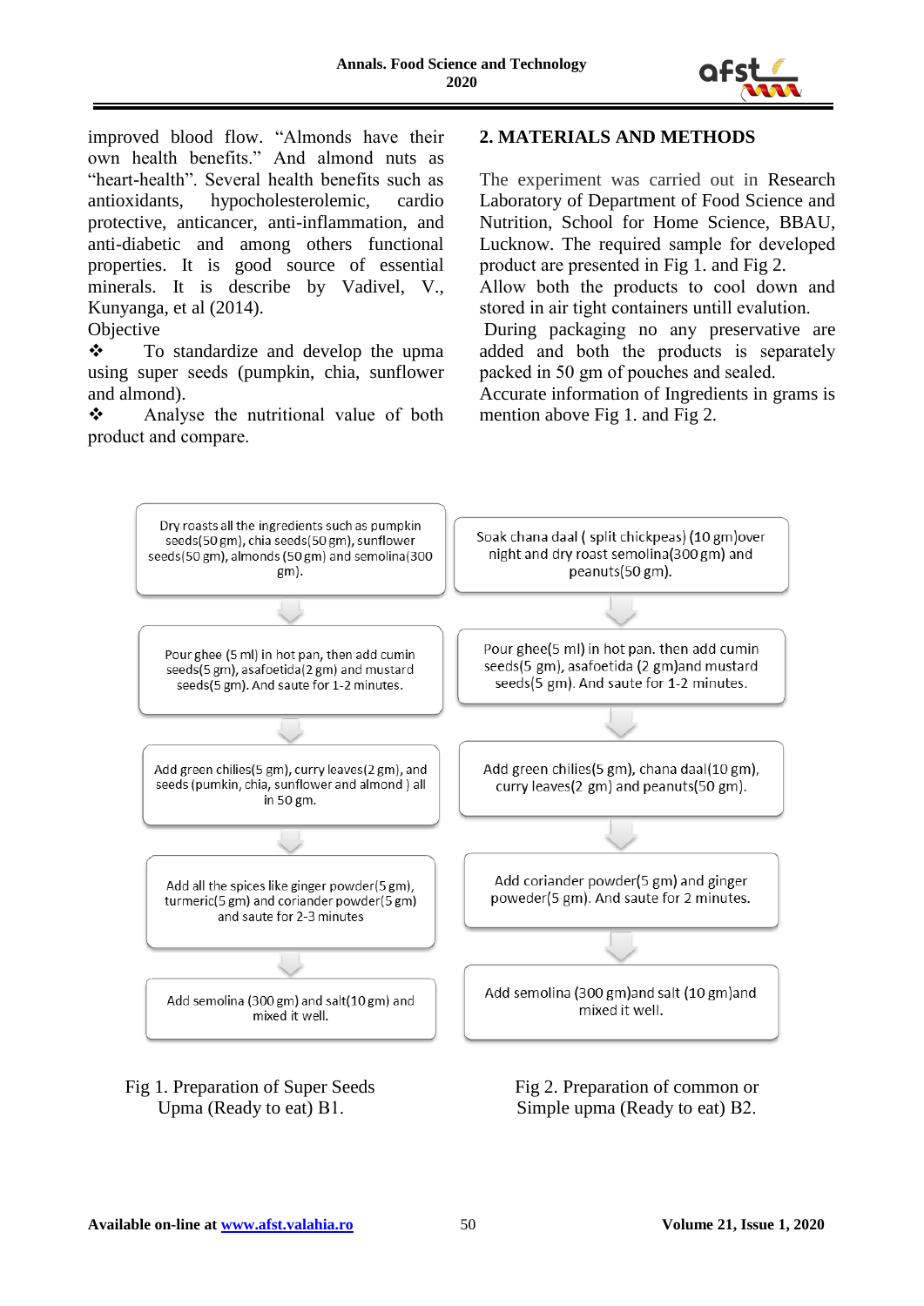improved blood flow. "Almonds have their own health benefits." And almond nuts as "heart-health". Several health benefits such as antioxidants, hypocholesterolemic, cardio protective, anticancer, anti-inflammation, and anti-diabetic and among others functional properties. It is good source of essential minerals. It is describe by Vadivel, V., Kunyanga, et al (2014).

Objective

- To standardize and develop the upma using super seeds (pumpkin, chia, sunflower and almond).
- Analyse the nutritional value of both product and compare.

## 2. MATERIALS AND METHODS

The experiment was carried out in Research Laboratory of Department of Food Science and Nutrition, School for Home Science, BBAU, Lucknow. The required sample for developed product are presented in Fig 1. and Fig 2.

Allow both the products to cool down and stored in air tight containers untill evalution.

During packaging no any preservative are added and both the products is separately packed in 50 gm of pouches and sealed.

Accurate information of Ingredients in grams is mention above Fig 1. and Fig 2.

Dry roasts all the ingredients such as pumpkin seeds(50 gm), chia seeds(50 gm), sunflower seeds(50 gm), almonds (50 gm) and semolina(300 gm).

↓

Pour ghee (5 ml) in hot pan, then add cumin seeds(5 gm), asafoetida(2 gm) and mustard seeds(5 gm). And saute for 1-2 minutes.

↓

Add green chilies(5 gm), curry leaves(2 gm), and seeds (pumkin, chia, sunflower and almond ) all in 50 gm.

↓

Add all the spices like ginger powder(5 gm), turmeric(5 gm) and coriander powder(5 gm) and saute for 2-3 minutes

↓

Add semolina (300 gm) and salt(10 gm) and mixed it well.

Fig 1. Preparation of Super Seeds Upma (Ready to eat) B1.

Soak chana daal ( split chickpeas) (10 gm)over night and dry roast semolina(300 gm) and peanuts(50 gm).

↓

Pour ghee(5 ml) in hot pan. then add cumin seeds(5 gm), asafoetida (2 gm)and mustard seeds(5 gm). And saute for 1-2 minutes.

↓

Add green chilies(5 gm), chana daal(10 gm), curry leaves(2 gm) and peanuts(50 gm).

↓

Add coriander powder(5 gm) and ginger poweder(5 gm). And saute for 2 minutes.

↓

Add semolina (300 gm)and salt (10 gm)and mixed it well.

Fig 2. Preparation of common or Simple upma (Ready to eat) B2.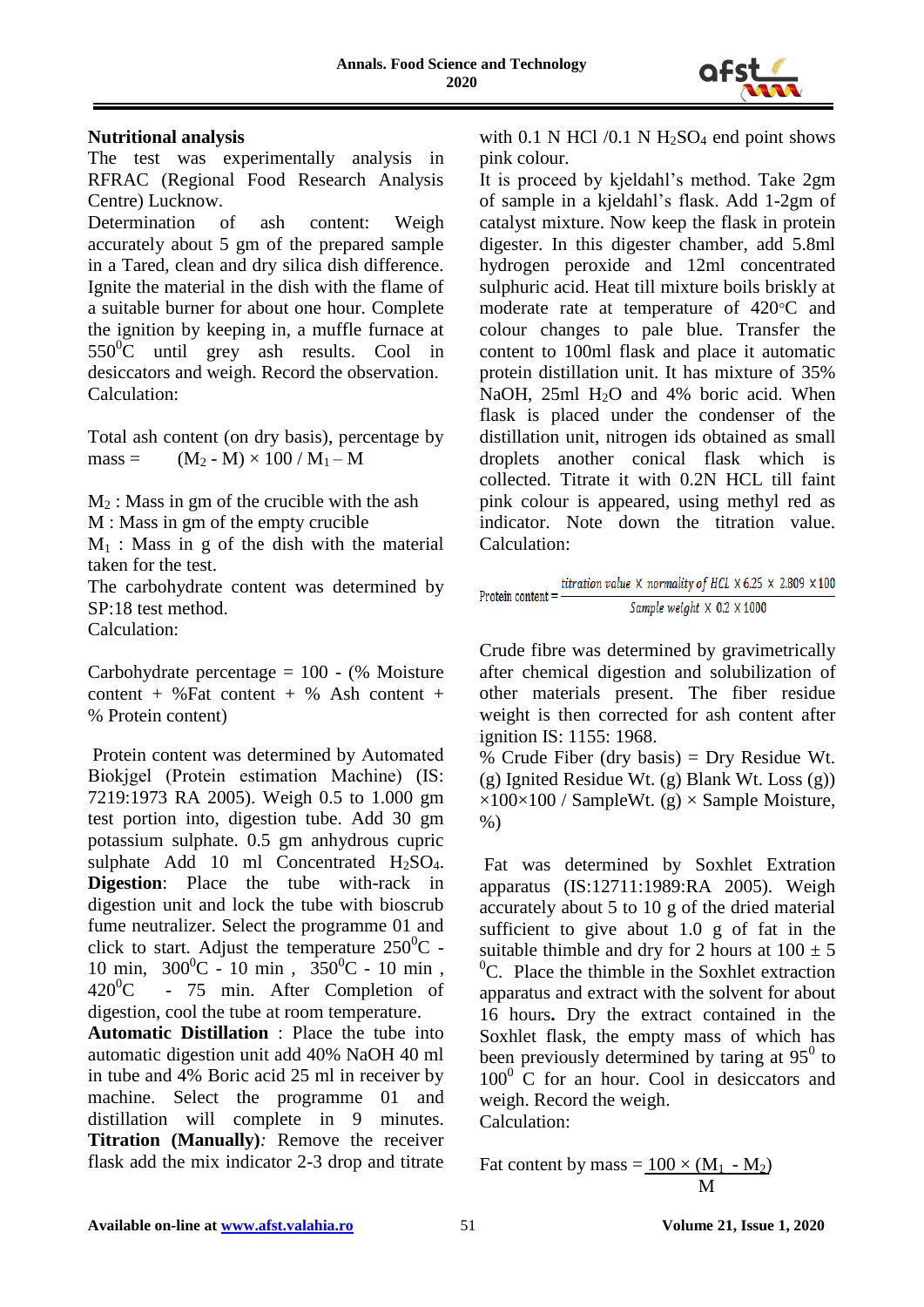### Nutritional analysis

The test was experimentally analysis in RFRAC (Regional Food Research Analysis Centre) Lucknow.

Determination of ash content: Weigh accurately about 5 gm of the prepared sample in a Tared, clean and dry silica dish difference. Ignite the material in the dish with the flame of a suitable burner for about one hour. Complete the ignition by keeping in, a muffle furnace at $550^0$C until grey ash results. Cool in desiccators and weigh. Record the observation.

Calculation:

Total ash content (on dry basis), percentage by mass = $(M_2 - M) \times 100 / M_1 - M$

$M_2$ : Mass in gm of the crucible with the ash

M : Mass in gm of the empty crucible

$M_1$ : Mass in g of the dish with the material taken for the test.

The carbohydrate content was determined by SP:18 test method.

Calculation:

Carbohydrate percentage = 100 - (% Moisture content + %Fat content + % Ash content + % Protein content)

Protein content was determined by Automated Biokjgel (Protein estimation Machine) (IS: 7219:1973 RA 2005). Weigh 0.5 to 1.000 gm test portion into, digestion tube. Add 30 gm potassium sulphate. 0.5 gm anhydrous cupric sulphate Add 10 ml Concentrated $H_2SO_4$. **Digestion**: Place the tube with-rack in digestion unit and lock the tube with bioscrub fume neutralizer. Select the programme 01 and click to start. Adjust the temperature $250^0$C - 10 min, $300^0$C - 10 min , $350^0$C - 10 min , $420^0$C - 75 min. After Completion of digestion, cool the tube at room temperature.

**Automatic Distillation** : Place the tube into automatic digestion unit add 40% NaOH 40 ml in tube and 4% Boric acid 25 ml in receiver by machine. Select the programme 01 and distillation will complete in 9 minutes.

**Titration (Manually)***:* Remove the receiver flask add the mix indicator 2-3 drop and titrate with 0.1 N HCl /0.1 N $H_2SO_4$ end point shows pink colour.

It is proceed by kjeldahl's method. Take 2gm of sample in a kjeldahl's flask. Add 1-2gm of catalyst mixture. Now keep the flask in protein digester. In this digester chamber, add 5.8ml hydrogen peroxide and 12ml concentrated sulphuric acid. Heat till mixture boils briskly at moderate rate at temperature of 420°C and colour changes to pale blue. Transfer the content to 100ml flask and place it automatic protein distillation unit. It has mixture of 35% NaOH, 25ml $H_2O$ and 4% boric acid. When flask is placed under the condenser of the distillation unit, nitrogen ids obtained as small droplets another conical flask which is collected. Titrate it with 0.2N HCL till faint pink colour is appeared, using methyl red as indicator. Note down the titration value.

Calculation:

$$\text{Protein content} = \frac{\text{titration value} \times \text{normality of HCL} \times 6.25 \times 2.809 \times 100}{\text{Sample weight} \times 0.2 \times 1000}$$

Crude fibre was determined by gravimetrically after chemical digestion and solubilization of other materials present. The fiber residue weight is then corrected for ash content after ignition IS: 1155: 1968.

% Crude Fiber (dry basis) = Dry Residue Wt. (g) Ignited Residue Wt. (g) Blank Wt. Loss (g)) ×100×100 / SampleWt. (g) × Sample Moisture, %)

Fat was determined by Soxhlet Extration apparatus (IS:12711:1989:RA 2005). Weigh accurately about 5 to 10 g of the dried material sufficient to give about 1.0 g of fat in the suitable thimble and dry for 2 hours at 100 ± 5 $^0$C. Place the thimble in the Soxhlet extraction apparatus and extract with the solvent for about 16 hours**.** Dry the extract contained in the Soxhlet flask, the empty mass of which has been previously determined by taring at $95^0$ to $100^0$ C for an hour. Cool in desiccators and weigh. Record the weigh.

Calculation:

$$\text{Fat content by mass} = \frac{100 \times (M_1 - M_2)}{M}$$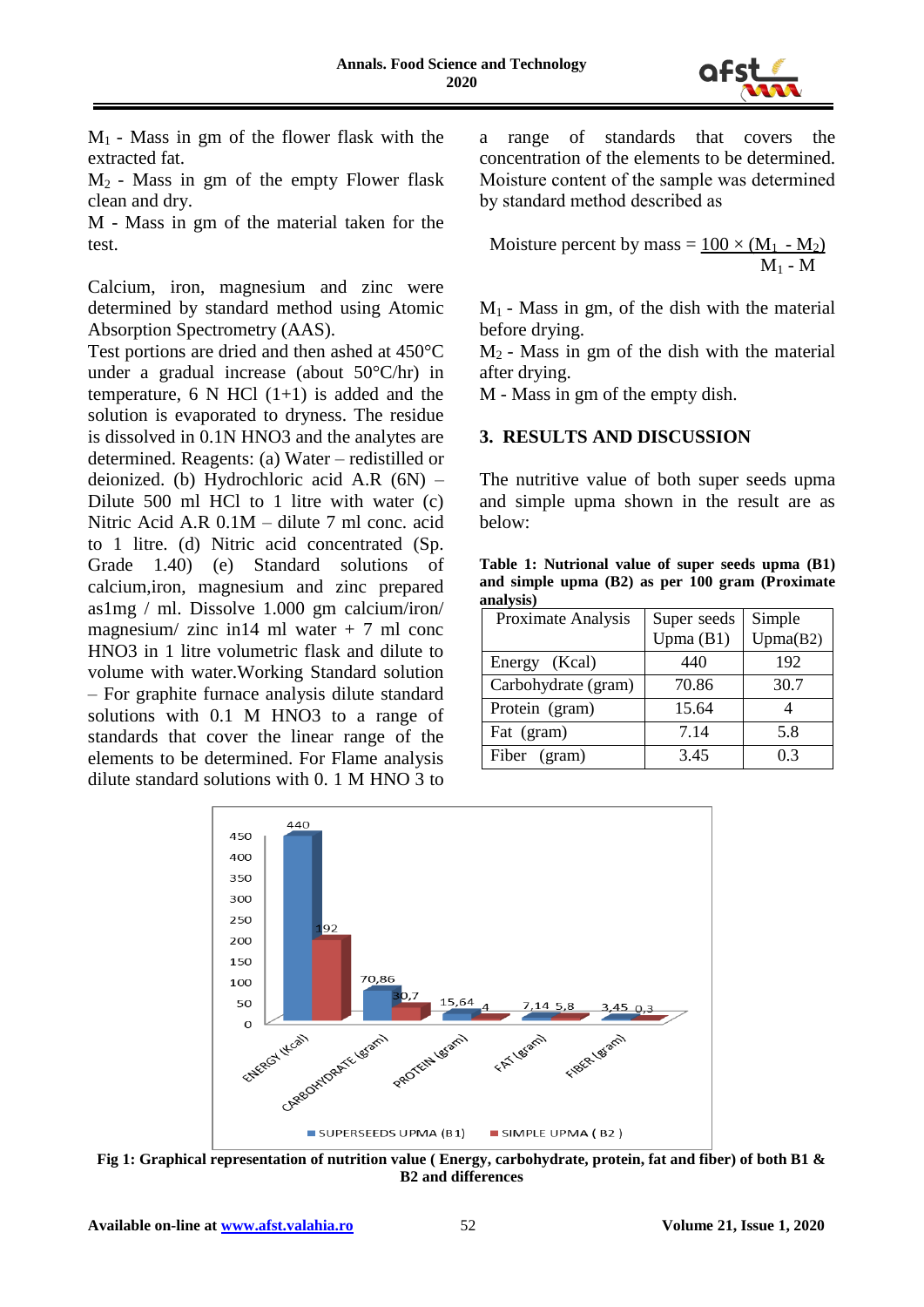$M_1$ - Mass in gm of the flower flask with the extracted fat.

$M_2$ - Mass in gm of the empty Flower flask clean and dry.

M - Mass in gm of the material taken for the test.

Calcium, iron, magnesium and zinc were determined by standard method using Atomic Absorption Spectrometry (AAS).

Test portions are dried and then ashed at 450°C under a gradual increase (about 50°C/hr) in temperature, 6 N HCl (1+1) is added and the solution is evaporated to dryness. The residue is dissolved in 0.1N HNO3 and the analytes are determined. Reagents: (a) Water – redistilled or deionized. (b) Hydrochloric acid A.R (6N) – Dilute 500 ml HCl to 1 litre with water (c) Nitric Acid A.R 0.1M – dilute 7 ml conc. acid to 1 litre. (d) Nitric acid concentrated (Sp. Grade 1.40) (e) Standard solutions of calcium,iron, magnesium and zinc prepared as1mg / ml. Dissolve 1.000 gm calcium/iron/ magnesium/ zinc in14 ml water + 7 ml conc HNO3 in 1 litre volumetric flask and dilute to volume with water.Working Standard solution – For graphite furnace analysis dilute standard solutions with 0.1 M HNO3 to a range of standards that cover the linear range of the elements to be determined. For Flame analysis dilute standard solutions with 0. 1 M HNO 3 to a range of standards that covers the concentration of the elements to be determined. Moisture content of the sample was determined by standard method described as

$$\text{Moisture percent by mass} = \frac{100 \times (M_1 - M_2)}{M_1 - M}$$

$M_1$ - Mass in gm, of the dish with the material before drying.

$M_2$ - Mass in gm of the dish with the material after drying.

M - Mass in gm of the empty dish.

## 3. RESULTS AND DISCUSSION

The nutritive value of both super seeds upma and simple upma shown in the result are as below:

**Table 1: Nutrional value of super seeds upma (B1) and simple upma (B2) as per 100 gram (Proximate analysis)**

| Proximate Analysis | Super seeds Upma (B1) | Simple Upma(B2) |
|---|---|---|
| Energy (Kcal) | 440 | 192 |
| Carbohydrate (gram) | 70.86 | 30.7 |
| Protein (gram) | 15.64 | 4 |
| Fat (gram) | 7.14 | 5.8 |
| Fiber (gram) | 3.45 | 0.3 |

**Fig 1: Graphical representation of nutrition value ( Energy, carbohydrate, protein, fat and fiber) of both B1 & B2 and differences**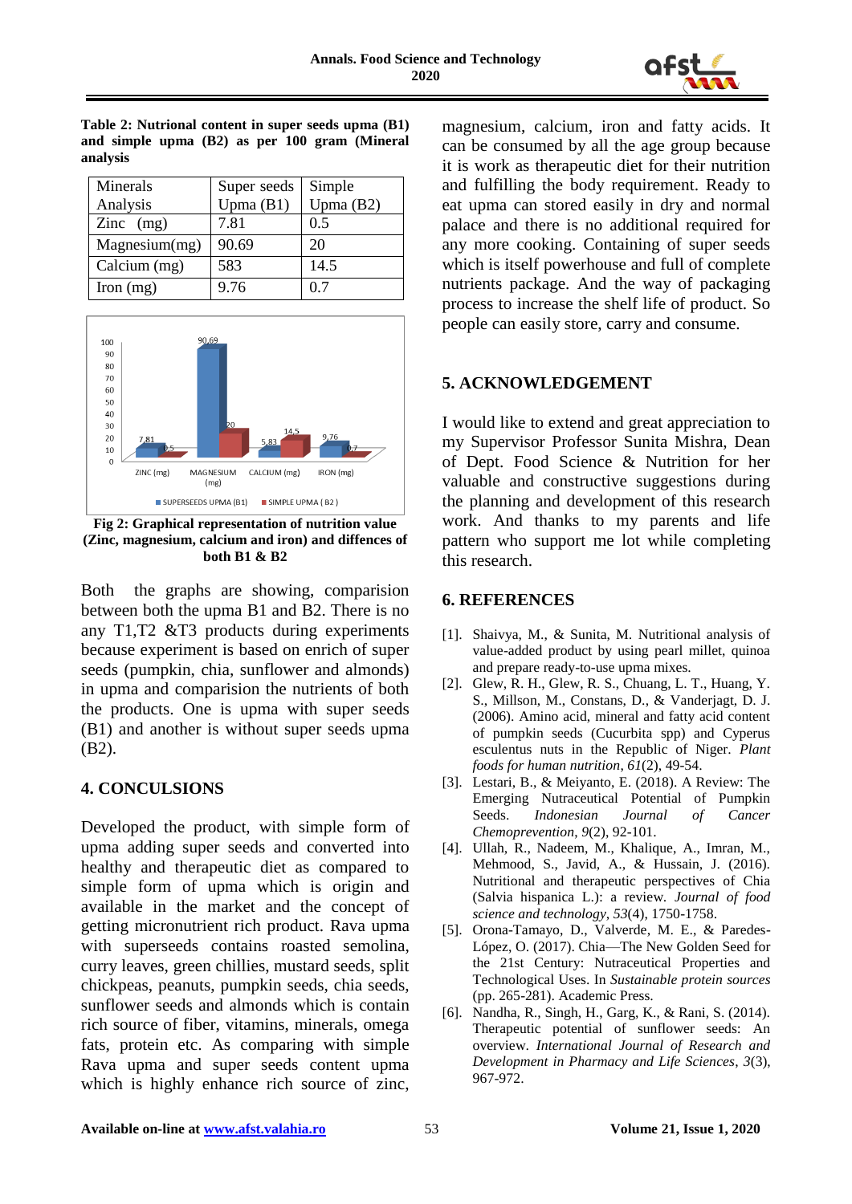**Table 2: Nutrional content in super seeds upma (B1) and simple upma (B2) as per 100 gram (Mineral analysis**

| Minerals Analysis | Super seeds Upma (B1) | Simple Upma (B2) |
|---|---|---|
| Zinc (mg) | 7.81 | 0.5 |
| Magnesium(mg) | 90.69 | 20 |
| Calcium (mg) | 583 | 14.5 |
| Iron (mg) | 9.76 | 0.7 |

**Fig 2: Graphical representation of nutrition value (Zinc, magnesium, calcium and iron) and diffences of both B1 & B2**

Both the graphs are showing, comparision between both the upma B1 and B2. There is no any T1,T2 &T3 products during experiments because experiment is based on enrich of super seeds (pumpkin, chia, sunflower and almonds) in upma and comparision the nutrients of both the products. One is upma with super seeds (B1) and another is without super seeds upma (B2).

## 4. CONCULSIONS

Developed the product, with simple form of upma adding super seeds and converted into healthy and therapeutic diet as compared to simple form of upma which is origin and available in the market and the concept of getting micronutrient rich product. Rava upma with superseeds contains roasted semolina, curry leaves, green chillies, mustard seeds, split chickpeas, peanuts, pumpkin seeds, chia seeds, sunflower seeds and almonds which is contain rich source of fiber, vitamins, minerals, omega fats, protein etc. As comparing with simple Rava upma and super seeds content upma which is highly enhance rich source of zinc, magnesium, calcium, iron and fatty acids. It can be consumed by all the age group because it is work as therapeutic diet for their nutrition and fulfilling the body requirement. Ready to eat upma can stored easily in dry and normal palace and there is no additional required for any more cooking. Containing of super seeds which is itself powerhouse and full of complete nutrients package. And the way of packaging process to increase the shelf life of product. So people can easily store, carry and consume.

## 5. ACKNOWLEDGEMENT

I would like to extend and great appreciation to my Supervisor Professor Sunita Mishra, Dean of Dept. Food Science & Nutrition for her valuable and constructive suggestions during the planning and development of this research work. And thanks to my parents and life pattern who support me lot while completing this research.

## 6. REFERENCES

[1]. Shaivya, M., & Sunita, M. Nutritional analysis of value-added product by using pearl millet, quinoa and prepare ready-to-use upma mixes.

[2]. Glew, R. H., Glew, R. S., Chuang, L. T., Huang, Y. S., Millson, M., Constans, D., & Vanderjagt, D. J. (2006). Amino acid, mineral and fatty acid content of pumpkin seeds (Cucurbita spp) and Cyperus esculentus nuts in the Republic of Niger. *Plant foods for human nutrition*, *61*(2), 49-54.

[3]. Lestari, B., & Meiyanto, E. (2018). A Review: The Emerging Nutraceutical Potential of Pumpkin Seeds. *Indonesian Journal of Cancer Chemoprevention*, *9*(2), 92-101.

[4]. Ullah, R., Nadeem, M., Khalique, A., Imran, M., Mehmood, S., Javid, A., & Hussain, J. (2016). Nutritional and therapeutic perspectives of Chia (Salvia hispanica L.): a review. *Journal of food science and technology*, *53*(4), 1750-1758.

[5]. Orona-Tamayo, D., Valverde, M. E., & Paredes-López, O. (2017). Chia—The New Golden Seed for the 21st Century: Nutraceutical Properties and Technological Uses. In *Sustainable protein sources* (pp. 265-281). Academic Press.

[6]. Nandha, R., Singh, H., Garg, K., & Rani, S. (2014). Therapeutic potential of sunflower seeds: An overview. *International Journal of Research and Development in Pharmacy and Life Sciences*, *3*(3), 967-972.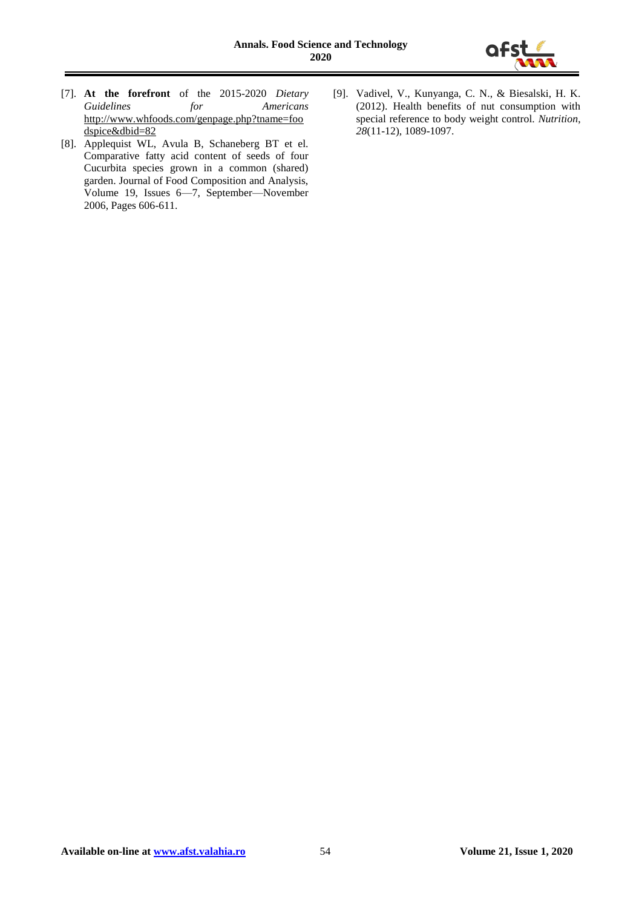[7]. **At the forefront** of the 2015-2020 *Dietary Guidelines for Americans* http://www.whfoods.com/genpage.php?tname=foodspice&dbid=82

[8]. Applequist WL, Avula B, Schaneberg BT et el. Comparative fatty acid content of seeds of four Cucurbita species grown in a common (shared) garden. Journal of Food Composition and Analysis, Volume 19, Issues 6—7, September—November 2006, Pages 606-611.

[9]. Vadivel, V., Kunyanga, C. N., & Biesalski, H. K. (2012). Health benefits of nut consumption with special reference to body weight control. *Nutrition*, *28*(11-12), 1089-1097.